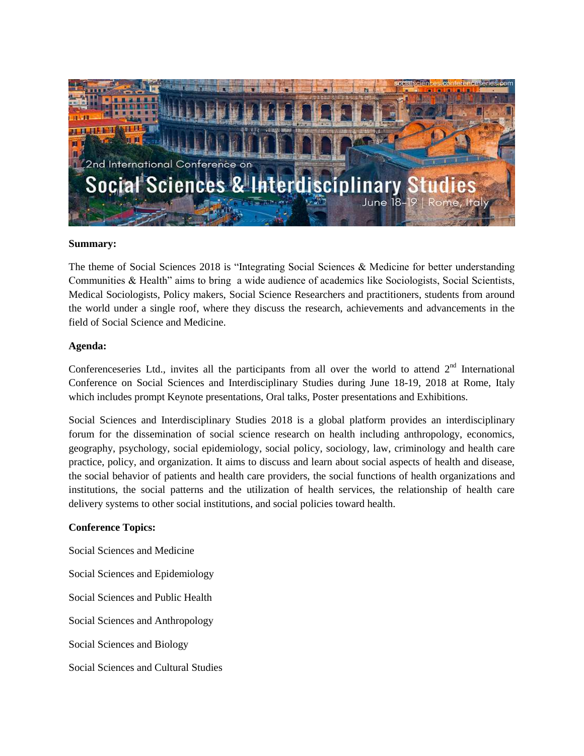**Summary:**

The theme of Social Sciences 2018 is "Integrating Social Sciences & Medicine for better understanding Communities & Health" aims to bring a wide audience of academics like Sociologists, Social Scientists, Medical Sociologists, Policy makers, Social Science Researchers and practitioners, students from around the world under a single roof, where they discuss the research, achievements and advancements in the field of Social Science and Medicine.

**Agenda:**

Conferenceseries Ltd., invites all the participants from all over the world to attend 2nd International Conference on Social Sciences and Interdisciplinary Studies during June 18-19, 2018 at Rome, Italy which includes prompt Keynote presentations, Oral talks, Poster presentations and Exhibitions.

Social Sciences and Interdisciplinary Studies 2018 is a global platform provides an interdisciplinary forum for the dissemination of social science research on health including anthropology, economics, geography, psychology, social epidemiology, social policy, sociology, law, criminology and health care practice, policy, and organization. It aims to discuss and learn about social aspects of health and disease, the social behavior of patients and health care providers, the social functions of health organizations and institutions, the social patterns and the utilization of health services, the relationship of health care delivery systems to other social institutions, and social policies toward health.

**Conference Topics:**

Social Sciences and Medicine

Social Sciences and Epidemiology

Social Sciences and Public Health

Social Sciences and Anthropology

Social Sciences and Biology

Social Sciences and Cultural Studies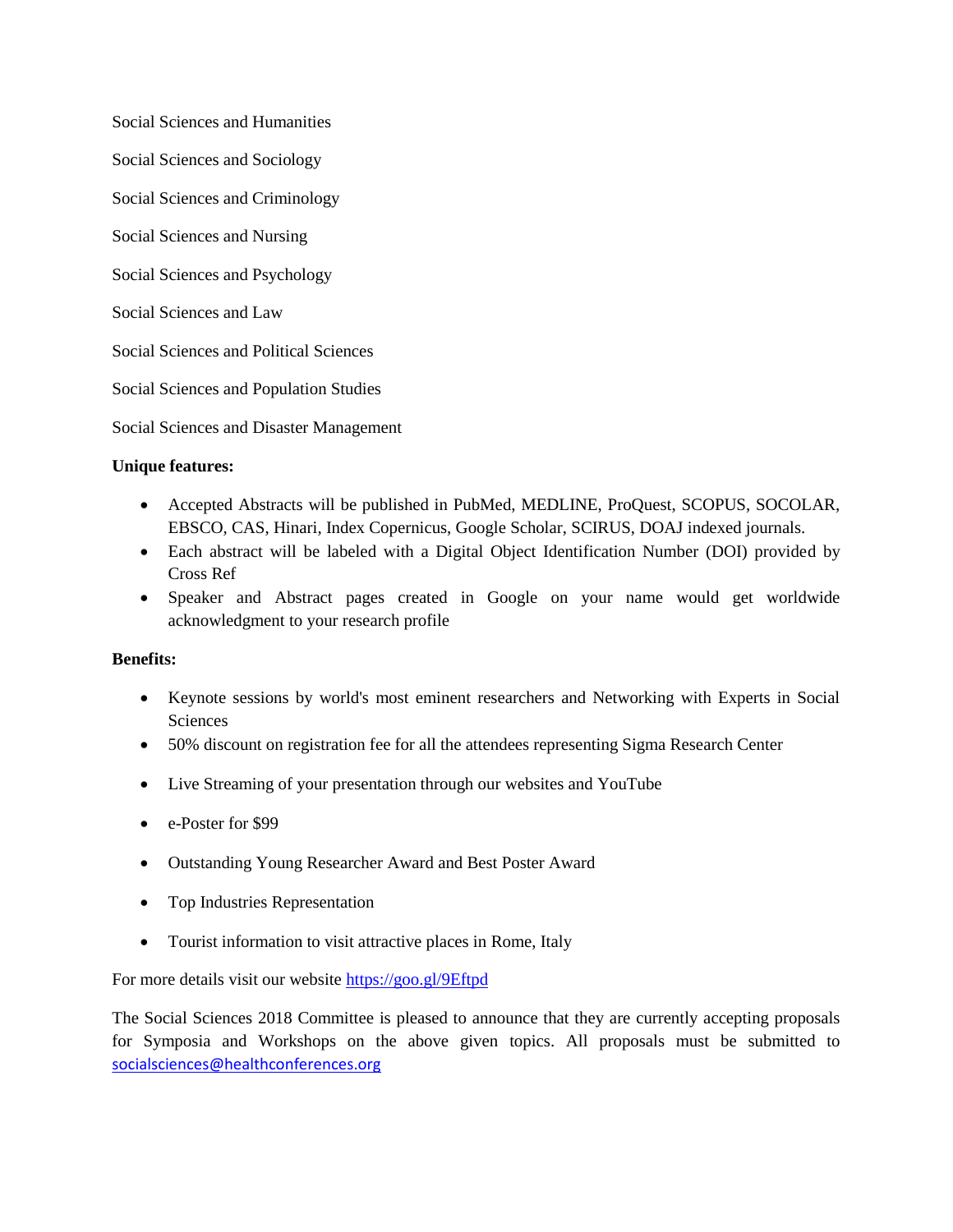Social Sciences and Humanities

Social Sciences and Sociology

Social Sciences and Criminology

Social Sciences and Nursing

Social Sciences and Psychology

Social Sciences and Law

Social Sciences and Political Sciences

Social Sciences and Population Studies

Social Sciences and Disaster Management

**Unique features:**

- Accepted Abstracts will be published in PubMed, MEDLINE, ProQuest, SCOPUS, SOCOLAR, EBSCO, CAS, Hinari, Index Copernicus, Google Scholar, SCIRUS, DOAJ indexed journals.
- Each abstract will be labeled with a Digital Object Identification Number (DOI) provided by Cross Ref
- Speaker and Abstract pages created in Google on your name would get worldwide acknowledgment to your research profile

**Benefits:**

- Keynote sessions by world's most eminent researchers and Networking with Experts in Social Sciences
- 50% discount on registration fee for all the attendees representing Sigma Research Center
- Live Streaming of your presentation through our websites and YouTube
- e-Poster for $99
- Outstanding Young Researcher Award and Best Poster Award
- Top Industries Representation
- Tourist information to visit attractive places in Rome, Italy

For more details visit our website [https://goo.gl/9Eftpd](https://goo.gl/9Eftpd)

The Social Sciences 2018 Committee is pleased to announce that they are currently accepting proposals for Symposia and Workshops on the above given topics. All proposals must be submitted to [socialsciences@healthconferences.org](mailto:socialsciences@healthconferences.org)